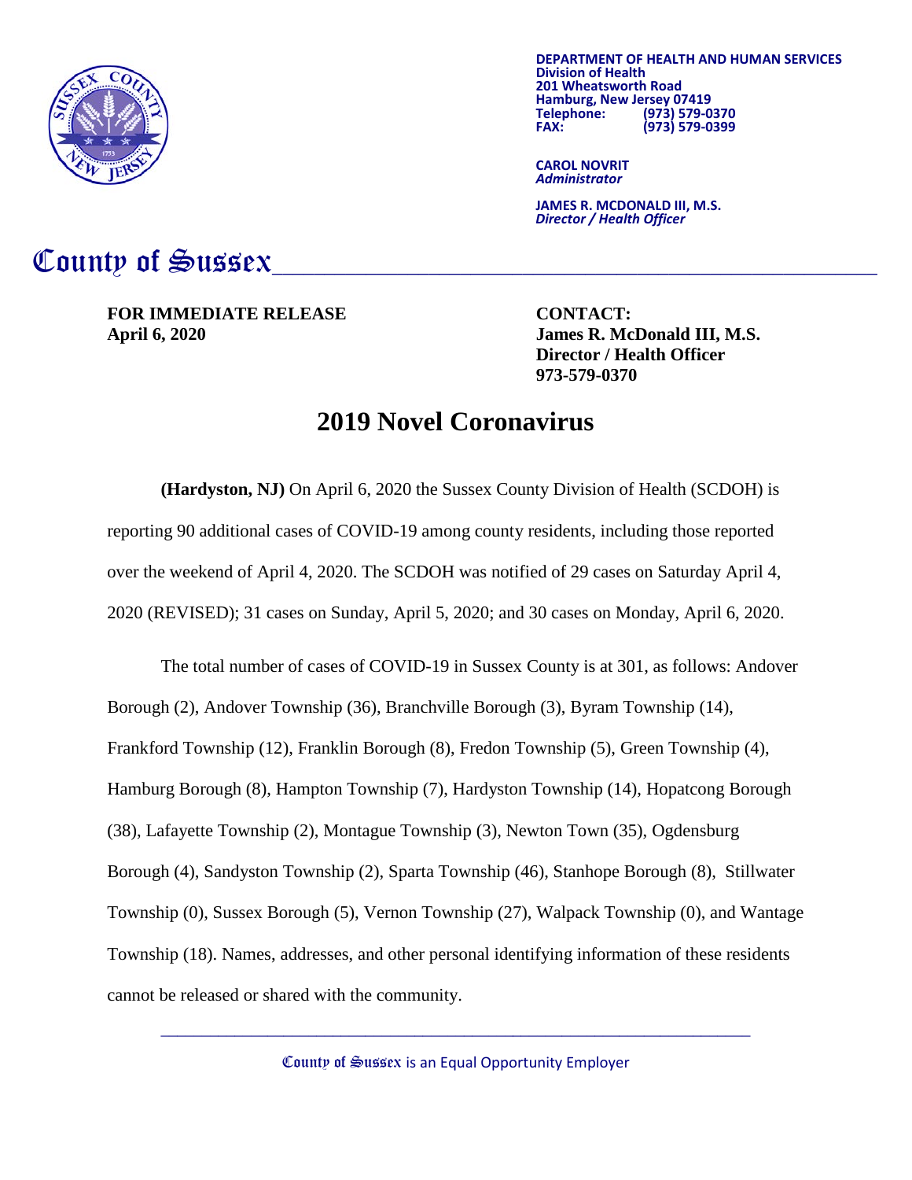**DEPARTMENT OF HEALTH AND HUMAN SERVICES**
**Division of Health**
**201 Wheatsworth Road**
**Hamburg, New Jersey 07419**
**Telephone: (973) 579-0370**
**FAX: (973) 579-0399**

**CAROL NOVRIT**
***Administrator***

**JAMES R. MCDONALD III, M.S.**
***Director / Health Officer***

# County of Sussex

**FOR IMMEDIATE RELEASE**
**April 6, 2020**

**CONTACT:**
**James R. McDonald III, M.S.**
**Director / Health Officer**
**973-579-0370**

## 2019 Novel Coronavirus

**(Hardyston, NJ)** On April 6, 2020 the Sussex County Division of Health (SCDOH) is reporting 90 additional cases of COVID-19 among county residents, including those reported over the weekend of April 4, 2020. The SCDOH was notified of 29 cases on Saturday April 4, 2020 (REVISED); 31 cases on Sunday, April 5, 2020; and 30 cases on Monday, April 6, 2020.

The total number of cases of COVID-19 in Sussex County is at 301, as follows: Andover Borough (2), Andover Township (36), Branchville Borough (3), Byram Township (14), Frankford Township (12), Franklin Borough (8), Fredon Township (5), Green Township (4), Hamburg Borough (8), Hampton Township (7), Hardyston Township (14), Hopatcong Borough (38), Lafayette Township (2), Montague Township (3), Newton Town (35), Ogdensburg Borough (4), Sandyston Township (2), Sparta Township (46), Stanhope Borough (8), Stillwater Township (0), Sussex Borough (5), Vernon Township (27), Walpack Township (0), and Wantage Township (18). Names, addresses, and other personal identifying information of these residents cannot be released or shared with the community.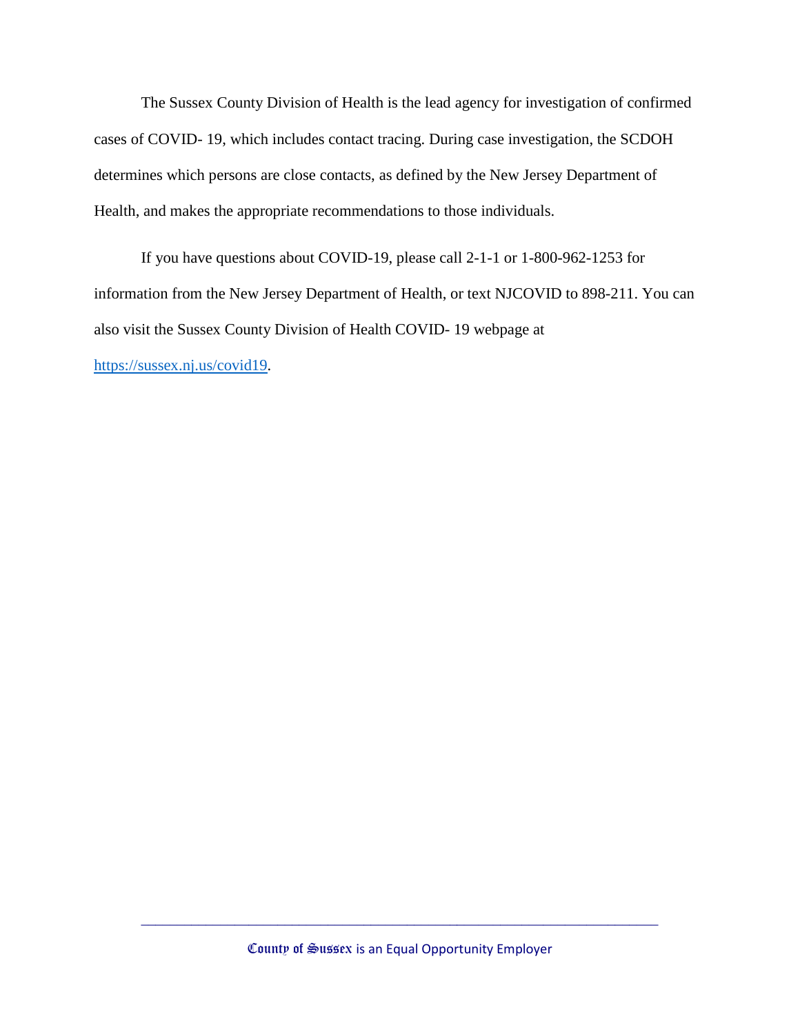The Sussex County Division of Health is the lead agency for investigation of confirmed cases of COVID- 19, which includes contact tracing. During case investigation, the SCDOH determines which persons are close contacts, as defined by the New Jersey Department of Health, and makes the appropriate recommendations to those individuals.

If you have questions about COVID-19, please call 2-1-1 or 1-800-962-1253 for information from the New Jersey Department of Health, or text NJCOVID to 898-211. You can also visit the Sussex County Division of Health COVID- 19 webpage at [https://sussex.nj.us/covid19](https://sussex.nj.us/covid19).